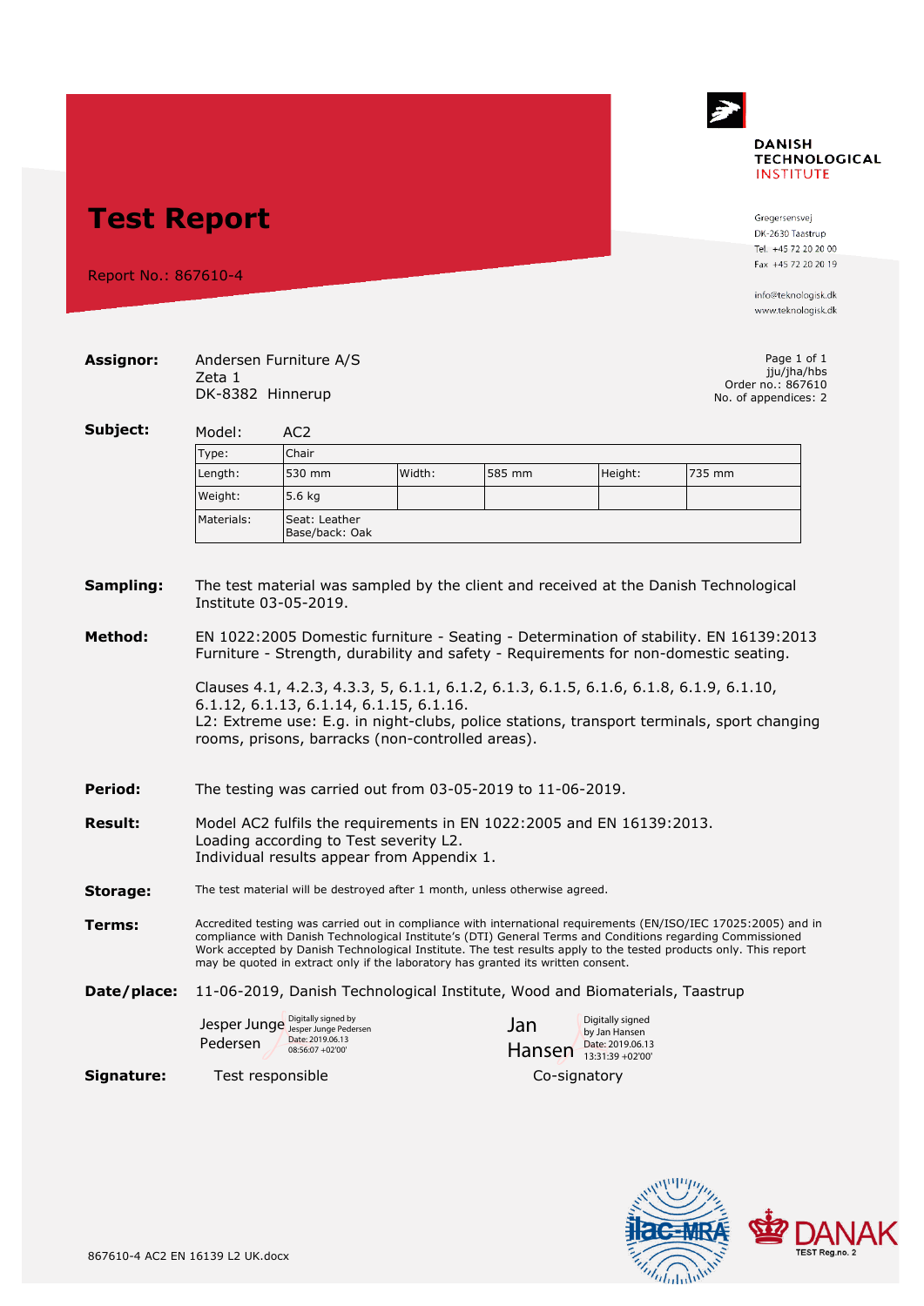# Test Report

Report No.: 867610-4

DANISH TECHNOLOGICAL INSTITUTE

Gregersensvej
DK-2630 Taastrup
Tel. +45 72 20 20 00
Fax +45 72 20 20 19

info@teknologisk.dk
www.teknologisk.dk

**Assignor:** Andersen Furniture A/S
Zeta 1
DK-8382 Hinnerup

Page 1 of 1
jju/jha/hbs
Order no.: 867610
No. of appendices: 2

**Subject:** Model: AC2

| Type: | Chair | | | | |
|---|---|---|---|---|---|
| Length: | 530 mm | Width: | 585 mm | Height: | 735 mm |
| Weight: | 5.6 kg | | | | |
| Materials: | Seat: Leather<br>Base/back: Oak | | | | |

**Sampling:** The test material was sampled by the client and received at the Danish Technological Institute 03-05-2019.

**Method:** EN 1022:2005 Domestic furniture - Seating - Determination of stability. EN 16139:2013 Furniture - Strength, durability and safety - Requirements for non-domestic seating.

Clauses 4.1, 4.2.3, 4.3.3, 5, 6.1.1, 6.1.2, 6.1.3, 6.1.5, 6.1.6, 6.1.8, 6.1.9, 6.1.10, 6.1.12, 6.1.13, 6.1.14, 6.1.15, 6.1.16.
L2: Extreme use: E.g. in night-clubs, police stations, transport terminals, sport changing rooms, prisons, barracks (non-controlled areas).

**Period:** The testing was carried out from 03-05-2019 to 11-06-2019.

**Result:** Model AC2 fulfils the requirements in EN 1022:2005 and EN 16139:2013.
Loading according to Test severity L2.
Individual results appear from Appendix 1.

**Storage:** The test material will be destroyed after 1 month, unless otherwise agreed.

**Terms:** Accredited testing was carried out in compliance with international requirements (EN/ISO/IEC 17025:2005) and in compliance with Danish Technological Institute's (DTI) General Terms and Conditions regarding Commissioned Work accepted by Danish Technological Institute. The test results apply to the tested products only. This report may be quoted in extract only if the laboratory has granted its written consent.

**Date/place:** 11-06-2019, Danish Technological Institute, Wood and Biomaterials, Taastrup

Jesper Junge Pedersen — Digitally signed by Jesper Junge Pedersen Date: 2019.06.13 08:56:07 +02'00'

Jan Hansen — Digitally signed by Jan Hansen Date: 2019.06.13 13:31:39 +02'00'

**Signature:** Test responsible — Co-signatory

DANAK TEST Reg.no. 2

867610-4 AC2 EN 16139 L2 UK.docx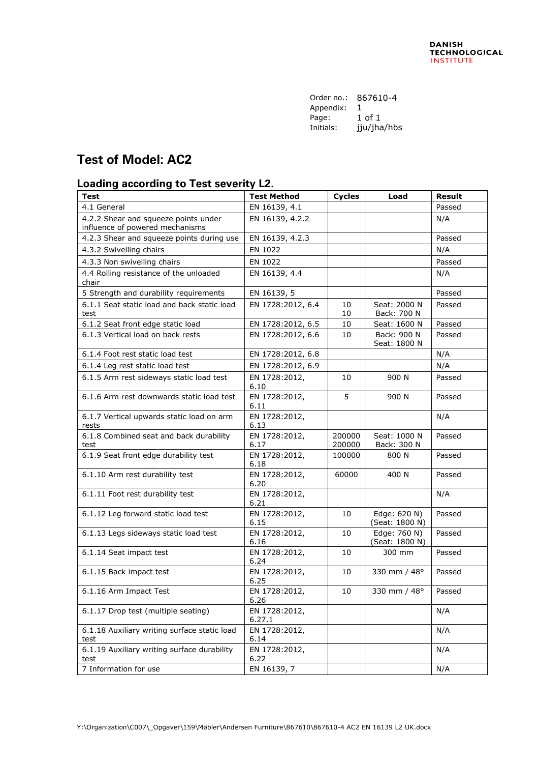Order no.: 867610-4
Appendix: 1
Page: 1 of 1
Initials: jju/jha/hbs

## Test of Model: AC2

### Loading according to Test severity L2.

| Test | Test Method | Cycles | Load | Result |
|---|---|---|---|---|
| 4.1 General | EN 16139, 4.1 | | | Passed |
| 4.2.2 Shear and squeeze points under influence of powered mechanisms | EN 16139, 4.2.2 | | | N/A |
| 4.2.3 Shear and squeeze points during use | EN 16139, 4.2.3 | | | Passed |
| 4.3.2 Swivelling chairs | EN 1022 | | | N/A |
| 4.3.3 Non swivelling chairs | EN 1022 | | | Passed |
| 4.4 Rolling resistance of the unloaded chair | EN 16139, 4.4 | | | N/A |
| 5 Strength and durability requirements | EN 16139, 5 | | | Passed |
| 6.1.1 Seat static load and back static load test | EN 1728:2012, 6.4 | 10<br>10 | Seat: 2000 N<br>Back: 700 N | Passed |
| 6.1.2 Seat front edge static load | EN 1728:2012, 6.5 | 10 | Seat: 1600 N | Passed |
| 6.1.3 Vertical load on back rests | EN 1728:2012, 6.6 | 10 | Back: 900 N<br>Seat: 1800 N | Passed |
| 6.1.4 Foot rest static load test | EN 1728:2012, 6.8 | | | N/A |
| 6.1.4 Leg rest static load test | EN 1728:2012, 6.9 | | | N/A |
| 6.1.5 Arm rest sideways static load test | EN 1728:2012, 6.10 | 10 | 900 N | Passed |
| 6.1.6 Arm rest downwards static load test | EN 1728:2012, 6.11 | 5 | 900 N | Passed |
| 6.1.7 Vertical upwards static load on arm rests | EN 1728:2012, 6.13 | | | N/A |
| 6.1.8 Combined seat and back durability test | EN 1728:2012, 6.17 | 200000<br>200000 | Seat: 1000 N<br>Back: 300 N | Passed |
| 6.1.9 Seat front edge durability test | EN 1728:2012, 6.18 | 100000 | 800 N | Passed |
| 6.1.10 Arm rest durability test | EN 1728:2012, 6.20 | 60000 | 400 N | Passed |
| 6.1.11 Foot rest durability test | EN 1728:2012, 6.21 | | | N/A |
| 6.1.12 Leg forward static load test | EN 1728:2012, 6.15 | 10 | Edge: 620 N)<br>(Seat: 1800 N) | Passed |
| 6.1.13 Legs sideways static load test | EN 1728:2012, 6.16 | 10 | Edge: 760 N)<br>(Seat: 1800 N) | Passed |
| 6.1.14 Seat impact test | EN 1728:2012, 6.24 | 10 | 300 mm | Passed |
| 6.1.15 Back impact test | EN 1728:2012, 6.25 | 10 | 330 mm / 48° | Passed |
| 6.1.16 Arm Impact Test | EN 1728:2012, 6.26 | 10 | 330 mm / 48° | Passed |
| 6.1.17 Drop test (multiple seating) | EN 1728:2012, 6.27.1 | | | N/A |
| 6.1.18 Auxiliary writing surface static load test | EN 1728:2012, 6.14 | | | N/A |
| 6.1.19 Auxiliary writing surface durability test | EN 1728:2012, 6.22 | | | N/A |
| 7 Information for use | EN 16139, 7 | | | N/A |

Y:\Organization\C007\_Opgaver\159\Møbler\Andersen Furniture\867610\867610-4 AC2 EN 16139 L2 UK.docx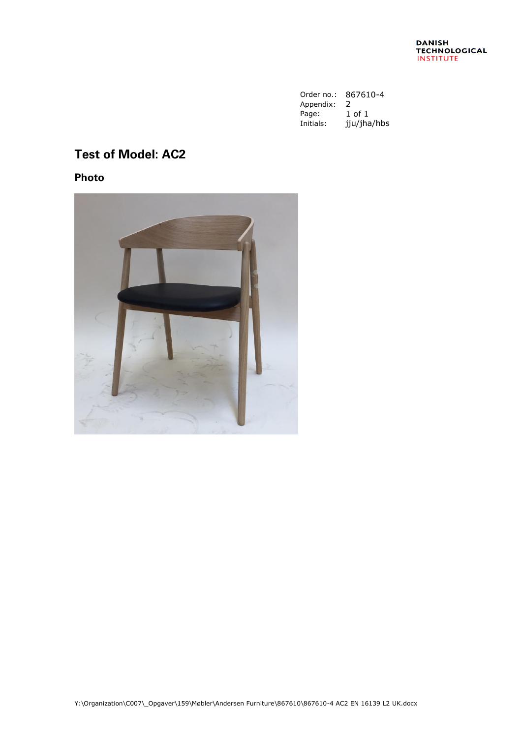Order no.: 867610-4
Appendix: 2
Page: 1 of 1
Initials: jju/jha/hbs

# Test of Model: AC2

## Photo